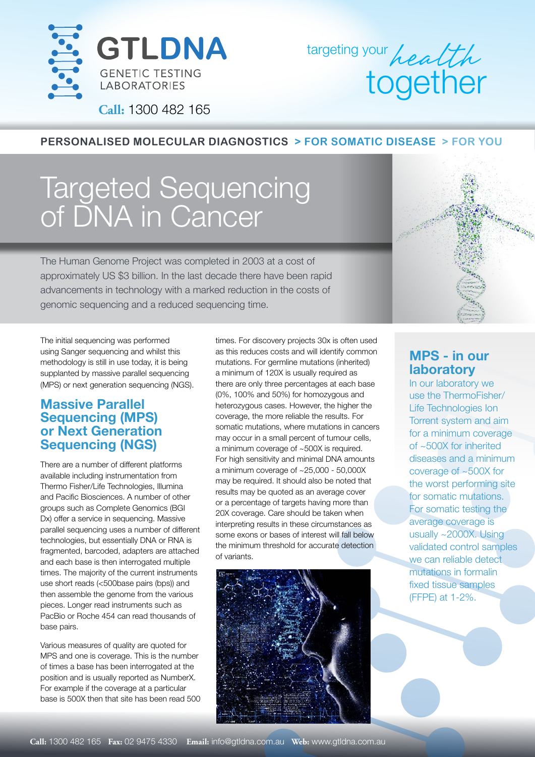# GTLDNA

GENETIC TESTING LABORATORIES

**Call:** 1300 482 165

targeting your *health* together

**PERSONALISED MOLECULAR DIAGNOSTICS > FOR SOMATIC DISEASE > FOR YOU**

# Targeted Sequencing of DNA in Cancer

The Human Genome Project was completed in 2003 at a cost of approximately US $3 billion. In the last decade there have been rapid advancements in technology with a marked reduction in the costs of genomic sequencing and a reduced sequencing time.

The initial sequencing was performed using Sanger sequencing and whilst this methodology is still in use today, it is being supplanted by massive parallel sequencing (MPS) or next generation sequencing (NGS).

## Massive Parallel Sequencing (MPS) or Next Generation Sequencing (NGS)

There are a number of different platforms available including instrumentation from Thermo Fisher/Life Technologies, Illumina and Pacific Biosciences. A number of other groups such as Complete Genomics (BGI Dx) offer a service in sequencing. Massive parallel sequencing uses a number of different technologies, but essentially DNA or RNA is fragmented, barcoded, adapters are attached and each base is then interrogated multiple times. The majority of the current instruments use short reads (<500base pairs (bps)) and then assemble the genome from the various pieces. Longer read instruments such as PacBio or Roche 454 can read thousands of base pairs.

Various measures of quality are quoted for MPS and one is coverage. This is the number of times a base has been interrogated at the position and is usually reported as NumberX. For example if the coverage at a particular base is 500X then that site has been read 500 times. For discovery projects 30x is often used as this reduces costs and will identify common mutations. For germline mutations (inherited) a minimum of 120X is usually required as there are only three percentages at each base (0%, 100% and 50%) for homozygous and heterozygous cases. However, the higher the coverage, the more reliable the results. For somatic mutations, where mutations in cancers may occur in a small percent of tumour cells, a minimum coverage of ~500X is required. For high sensitivity and minimal DNA amounts a minimum coverage of ~25,000 - 50,000X may be required. It should also be noted that results may be quoted as an average cover or a percentage of targets having more than 20X coverage. Care should be taken when interpreting results in these circumstances as some exons or bases of interest will fall below the minimum threshold for accurate detection of variants.

## MPS - in our laboratory

In our laboratory we use the ThermoFisher/ Life Technologies Ion Torrent system and aim for a minimum coverage of ~500X for inherited diseases and a minimum coverage of ~500X for the worst performing site for somatic mutations. For somatic testing the average coverage is usually ~2000X. Using validated control samples we can reliable detect mutations in formalin fixed tissue samples (FFPE) at 1-2%.

**Call:** 1300 482 165 **Fax:** 02 9475 4330 **Email:** info@gtldna.com.au **Web:** www.gtldna.com.au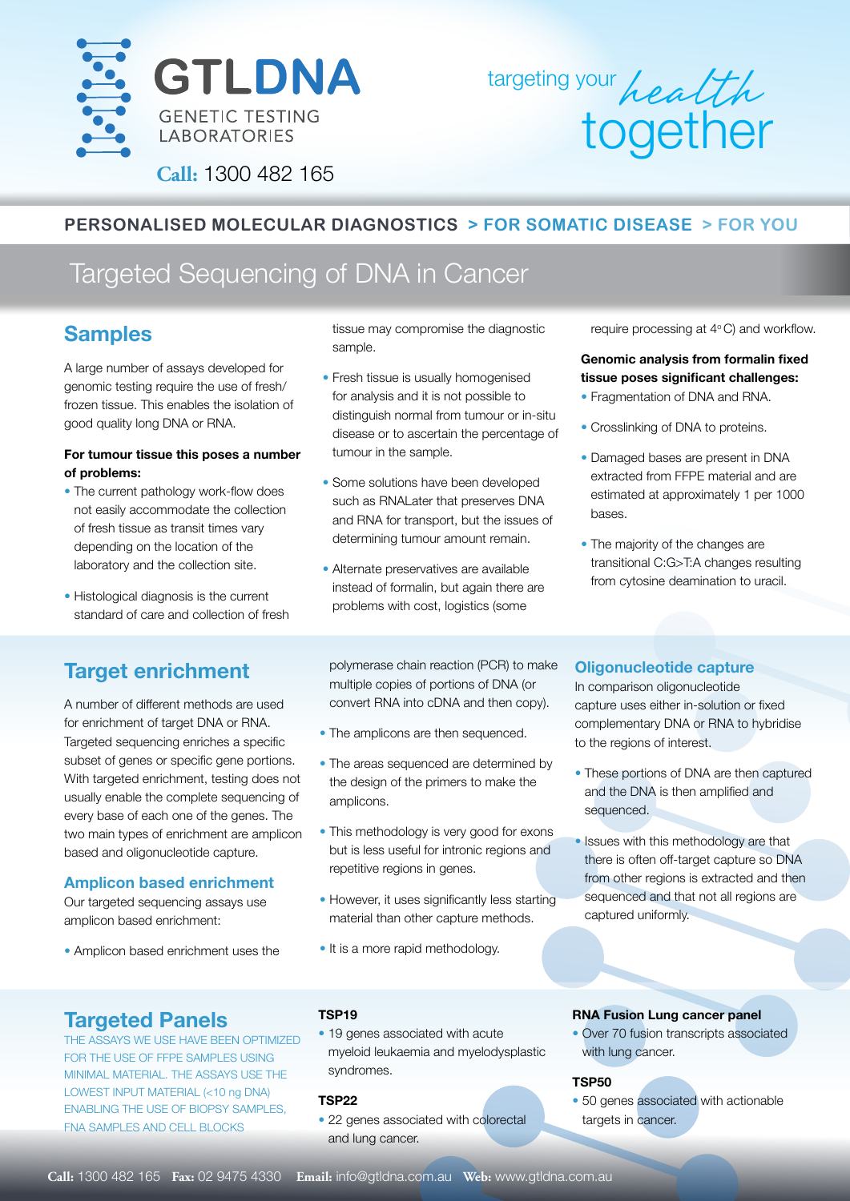# GTLDNA

GENETIC TESTING LABORATORIES

**Call:** 1300 482 165

targeting your *health* together

**PERSONALISED MOLECULAR DIAGNOSTICS > FOR SOMATIC DISEASE > FOR YOU**

# Targeted Sequencing of DNA in Cancer

## Samples

A large number of assays developed for genomic testing require the use of fresh/ frozen tissue. This enables the isolation of good quality long DNA or RNA.

**For tumour tissue this poses a number of problems:**

- The current pathology work-flow does not easily accommodate the collection of fresh tissue as transit times vary depending on the location of the laboratory and the collection site.
- Histological diagnosis is the current standard of care and collection of fresh tissue may compromise the diagnostic sample.
- Fresh tissue is usually homogenised for analysis and it is not possible to distinguish normal from tumour or in-situ disease or to ascertain the percentage of tumour in the sample.
- Some solutions have been developed such as RNALater that preserves DNA and RNA for transport, but the issues of determining tumour amount remain.
- Alternate preservatives are available instead of formalin, but again there are problems with cost, logistics (some require processing at 4°C) and workflow.

**Genomic analysis from formalin fixed tissue poses significant challenges:**

- Fragmentation of DNA and RNA.
- Crosslinking of DNA to proteins.
- Damaged bases are present in DNA extracted from FFPE material and are estimated at approximately 1 per 1000 bases.
- The majority of the changes are transitional C:G>T:A changes resulting from cytosine deamination to uracil.

## Target enrichment

A number of different methods are used for enrichment of target DNA or RNA. Targeted sequencing enriches a specific subset of genes or specific gene portions. With targeted enrichment, testing does not usually enable the complete sequencing of every base of each one of the genes. The two main types of enrichment are amplicon based and oligonucleotide capture.

### Amplicon based enrichment

Our targeted sequencing assays use amplicon based enrichment:

- Amplicon based enrichment uses the polymerase chain reaction (PCR) to make multiple copies of portions of DNA (or convert RNA into cDNA and then copy).
- The amplicons are then sequenced.
- The areas sequenced are determined by the design of the primers to make the amplicons.
- This methodology is very good for exons but is less useful for intronic regions and repetitive regions in genes.
- However, it uses significantly less starting material than other capture methods.
- It is a more rapid methodology.

### Oligonucleotide capture

In comparison oligonucleotide capture uses either in-solution or fixed complementary DNA or RNA to hybridise to the regions of interest.

- These portions of DNA are then captured and the DNA is then amplified and sequenced.
- Issues with this methodology are that there is often off-target capture so DNA from other regions is extracted and then sequenced and that not all regions are captured uniformly.

## Targeted Panels

THE ASSAYS WE USE HAVE BEEN OPTIMIZED FOR THE USE OF FFPE SAMPLES USING MINIMAL MATERIAL. THE ASSAYS USE THE LOWEST INPUT MATERIAL (<10 ng DNA) ENABLING THE USE OF BIOPSY SAMPLES, FNA SAMPLES AND CELL BLOCKS

**TSP19**

- 19 genes associated with acute myeloid leukaemia and myelodysplastic syndromes.

**TSP22**

- 22 genes associated with colorectal and lung cancer.

**RNA Fusion Lung cancer panel**

- Over 70 fusion transcripts associated with lung cancer.

**TSP50**

- 50 genes associated with actionable targets in cancer.

**Call:** 1300 482 165 **Fax:** 02 9475 4330 **Email:** info@gtldna.com.au **Web:** www.gtldna.com.au